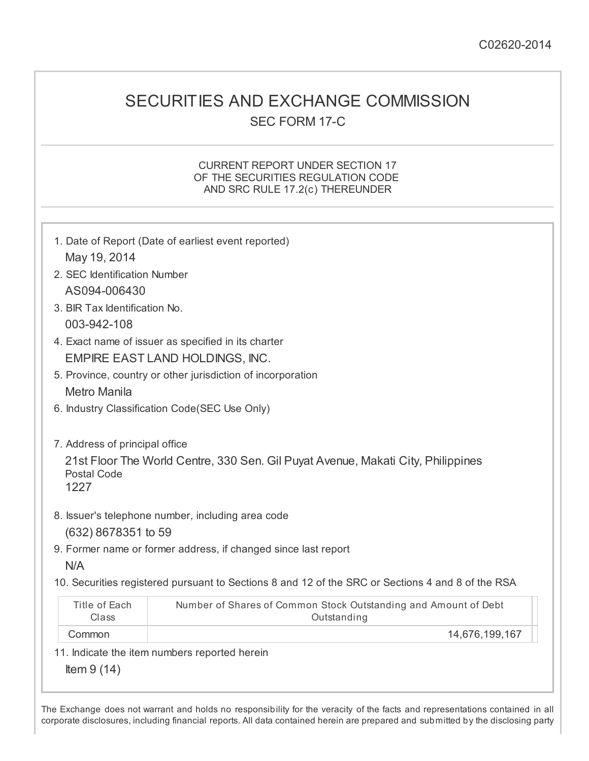C02620-2014

# SECURITIES AND EXCHANGE COMMISSION

## SEC FORM 17-C

CURRENT REPORT UNDER SECTION 17
OF THE SECURITIES REGULATION CODE
AND SRC RULE 17.2(c) THEREUNDER

1. Date of Report (Date of earliest event reported)

   May 19, 2014

2. SEC Identification Number

   AS094-006430

3. BIR Tax Identification No.

   003-942-108

4. Exact name of issuer as specified in its charter

   EMPIRE EAST LAND HOLDINGS, INC.

5. Province, country or other jurisdiction of incorporation

   Metro Manila

6. Industry Classification Code(SEC Use Only)

7. Address of principal office

   21st Floor The World Centre, 330 Sen. Gil Puyat Avenue, Makati City, Philippines
   Postal Code
   1227

8. Issuer's telephone number, including area code

   (632) 8678351 to 59

9. Former name or former address, if changed since last report

   N/A

10. Securities registered pursuant to Sections 8 and 12 of the SRC or Sections 4 and 8 of the RSA

| Title of Each Class | Number of Shares of Common Stock Outstanding and Amount of Debt Outstanding |
|---|---|
| Common | 14,676,199,167 |

11. Indicate the item numbers reported herein

    Item 9 (14)

The Exchange does not warrant and holds no responsibility for the veracity of the facts and representations contained in all corporate disclosures, including financial reports. All data contained herein are prepared and submitted by the disclosing party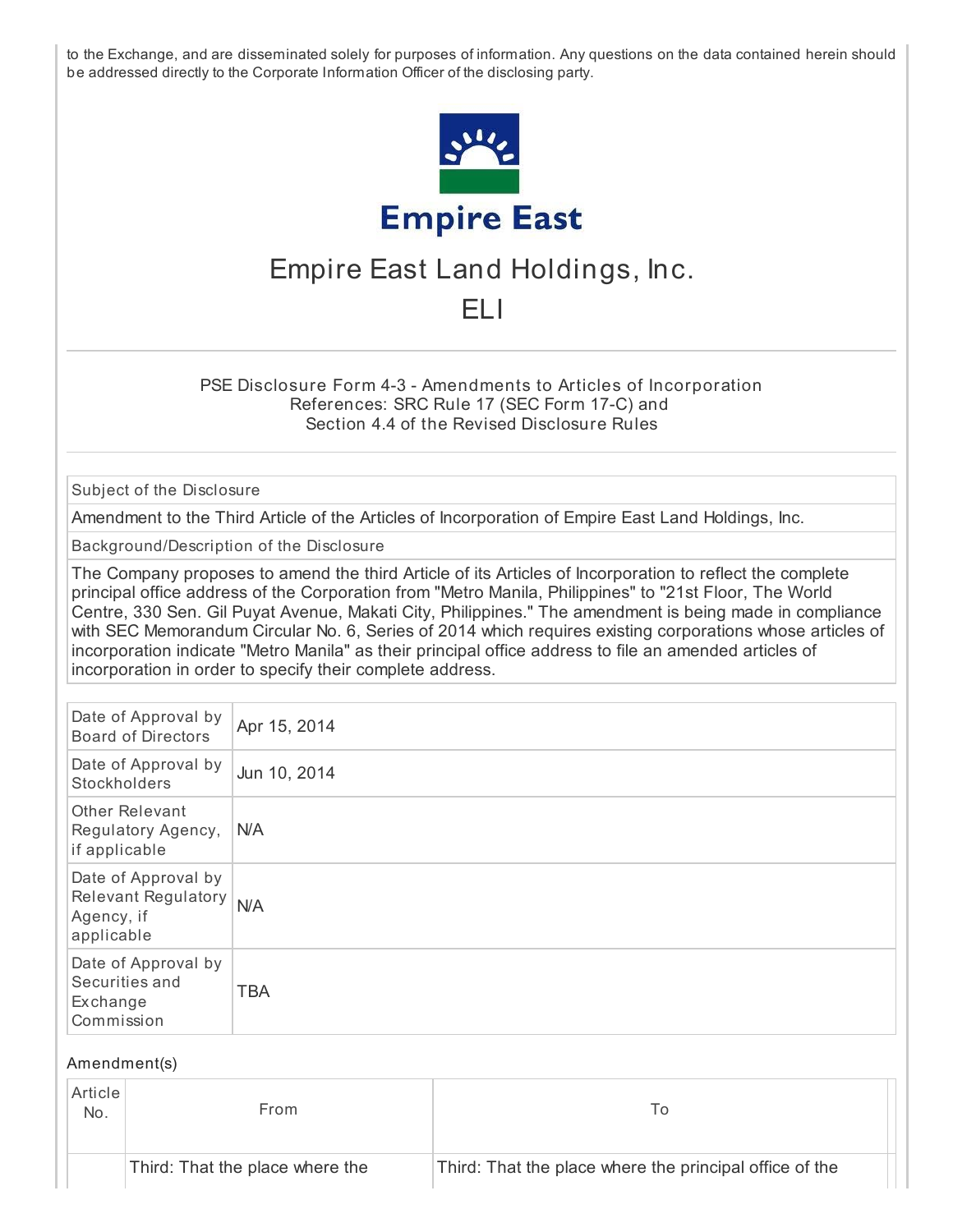to the Exchange, and are disseminated solely for purposes of information. Any questions on the data contained herein should be addressed directly to the Corporate Information Officer of the disclosing party.

# Empire East Land Holdings, Inc.

## ELI

PSE Disclosure Form 4-3 - Amendments to Articles of Incorporation
References: SRC Rule 17 (SEC Form 17-C) and
Section 4.4 of the Revised Disclosure Rules

| Subject of the Disclosure |
|---|
| Amendment to the Third Article of the Articles of Incorporation of Empire East Land Holdings, Inc. |
| Background/Description of the Disclosure |
| The Company proposes to amend the third Article of its Articles of Incorporation to reflect the complete principal office address of the Corporation from "Metro Manila, Philippines" to "21st Floor, The World Centre, 330 Sen. Gil Puyat Avenue, Makati City, Philippines." The amendment is being made in compliance with SEC Memorandum Circular No. 6, Series of 2014 which requires existing corporations whose articles of incorporation indicate "Metro Manila" as their principal office address to file an amended articles of incorporation in order to specify their complete address. |

| | |
|---|---|
| Date of Approval by Board of Directors | Apr 15, 2014 |
| Date of Approval by Stockholders | Jun 10, 2014 |
| Other Relevant Regulatory Agency, if applicable | N/A |
| Date of Approval by Relevant Regulatory Agency, if applicable | N/A |
| Date of Approval by Securities and Exchange Commission | TBA |

Amendment(s)

| Article No. | From | To |
|---|---|---|
| | Third: That the place where the | Third: That the place where the principal office of the |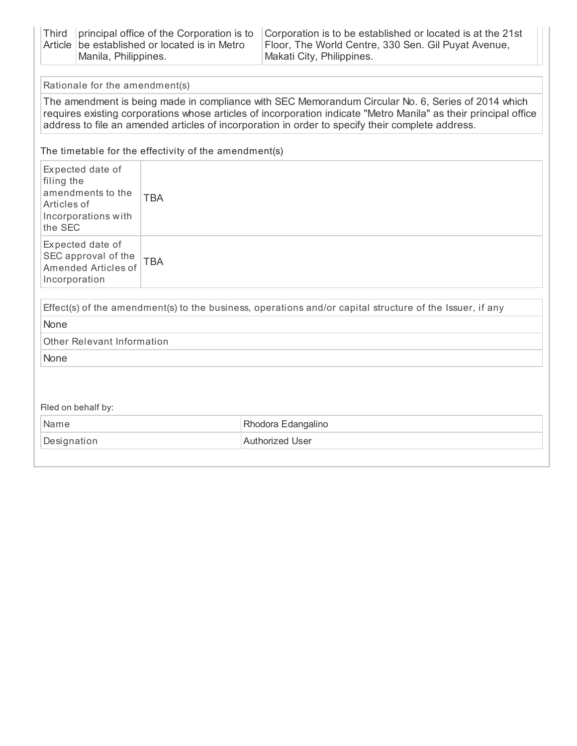| | | |
|---|---|---|
| Third Article | principal office of the Corporation is to be established or located is in Metro Manila, Philippines. | Corporation is to be established or located is at the 21st Floor, The World Centre, 330 Sen. Gil Puyat Avenue, Makati City, Philippines. |

| Rationale for the amendment(s) |
|---|
| The amendment is being made in compliance with SEC Memorandum Circular No. 6, Series of 2014 which requires existing corporations whose articles of incorporation indicate "Metro Manila" as their principal office address to file an amended articles of incorporation in order to specify their complete address. |

The timetable for the effectivity of the amendment(s)

| | |
|---|---|
| Expected date of filing the amendments to the Articles of Incorporations with the SEC | TBA |
| Expected date of SEC approval of the Amended Articles of Incorporation | TBA |

| Effect(s) of the amendment(s) to the business, operations and/or capital structure of the Issuer, if any |
|---|
| None |
| Other Relevant Information |
| None |

Filed on behalf by:

| | |
|---|---|
| Name | Rhodora Edangalino |
| Designation | Authorized User |